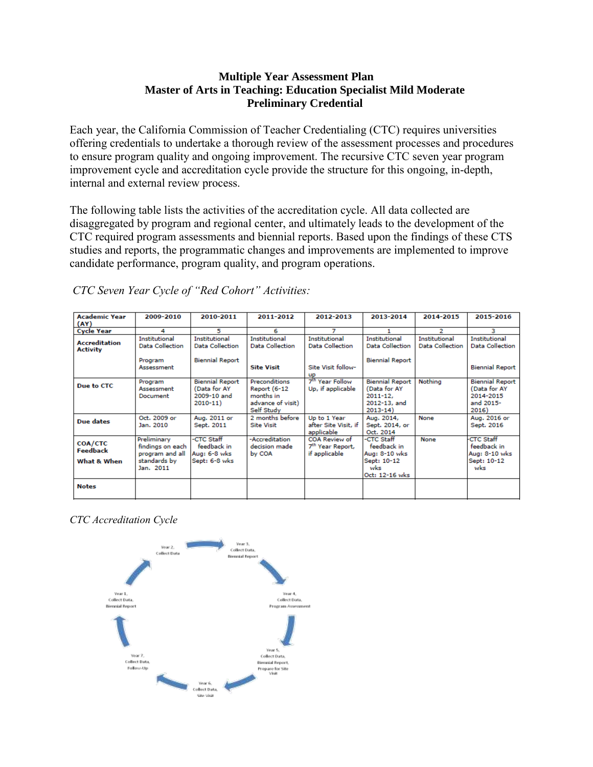**Multiple Year Assessment Plan**
**Master of Arts in Teaching: Education Specialist Mild Moderate**
**Preliminary Credential**

Each year, the California Commission of Teacher Credentialing (CTC) requires universities offering credentials to undertake a thorough review of the assessment processes and procedures to ensure program quality and ongoing improvement. The recursive CTC seven year program improvement cycle and accreditation cycle provide the structure for this ongoing, in-depth, internal and external review process.

The following table lists the activities of the accreditation cycle. All data collected are disaggregated by program and regional center, and ultimately leads to the development of the CTC required program assessments and biennial reports. Based upon the findings of these CTS studies and reports, the programmatic changes and improvements are implemented to improve candidate performance, program quality, and program operations.

*CTC Seven Year Cycle of "Red Cohort" Activities:*

| **Academic Year (AY)** | **2009-2010** | **2010-2011** | **2011-2012** | **2012-2013** | **2013-2014** | **2014-2015** | **2015-2016** |
|---|---|---|---|---|---|---|---|
| **Cycle Year** | 4 | 5 | 6 | 7 | 1 | 2 | 3 |
| **Accreditation Activity** | Institutional Data Collection<br><br>Program Assessment | Institutional Data Collection<br><br>Biennial Report | Institutional Data Collection<br><br>**Site Visit** | Institutional Data Collection<br><br>Site Visit follow-up | Institutional Data Collection<br><br>Biennial Report | Institutional Data Collection | Institutional Data Collection<br><br>Biennial Report |
| **Due to CTC** | Program Assessment Document | Biennial Report (Data for AY 2009-10 and 2010-11) | Preconditions Report (6-12 months in advance of visit) Self Study | 7th Year Follow Up, if applicable | Biennial Report (Data for AY 2011-12, 2012-13, and 2013-14) | Nothing | Biennial Report (Data for AY 2014-2015 and 2015-2016) |
| **Due dates** | Oct. 2009 or Jan. 2010 | Aug. 2011 or Sept. 2011 | 2 months before Site Visit | Up to 1 Year after Site Visit, if applicable | Aug. 2014, Sept. 2014, or Oct. 2014 | None | Aug. 2016 or Sept. 2016 |
| **COA/CTC Feedback**<br>**What & When** | Preliminary findings on each program and all standards by Jan. 2011 | -CTC Staff feedback in Aug: 6-8 wks Sept: 6-8 wks | -Accreditation decision made by COA | COA Review of 7th Year Report, if applicable | -CTC Staff feedback in Aug: 8-10 wks Sept: 10-12 wks Oct: 12-16 wks | None | -CTC Staff feedback in Aug: 8-10 wks Sept: 10-12 wks |
| **Notes** | | | | | | | |

*CTC Accreditation Cycle*

Year 1, Collect Data, Biennial Report

Year 2, Collect Data

Year 3, Collect Data, Biennial Report

Year 4, Collect Data, Program Assessment

Year 5, Collect Data, Biennial Report, Prepare for Site Visit

Year 6, Collect Data, Site Visit

Year 7, Collect Data, Follow-Up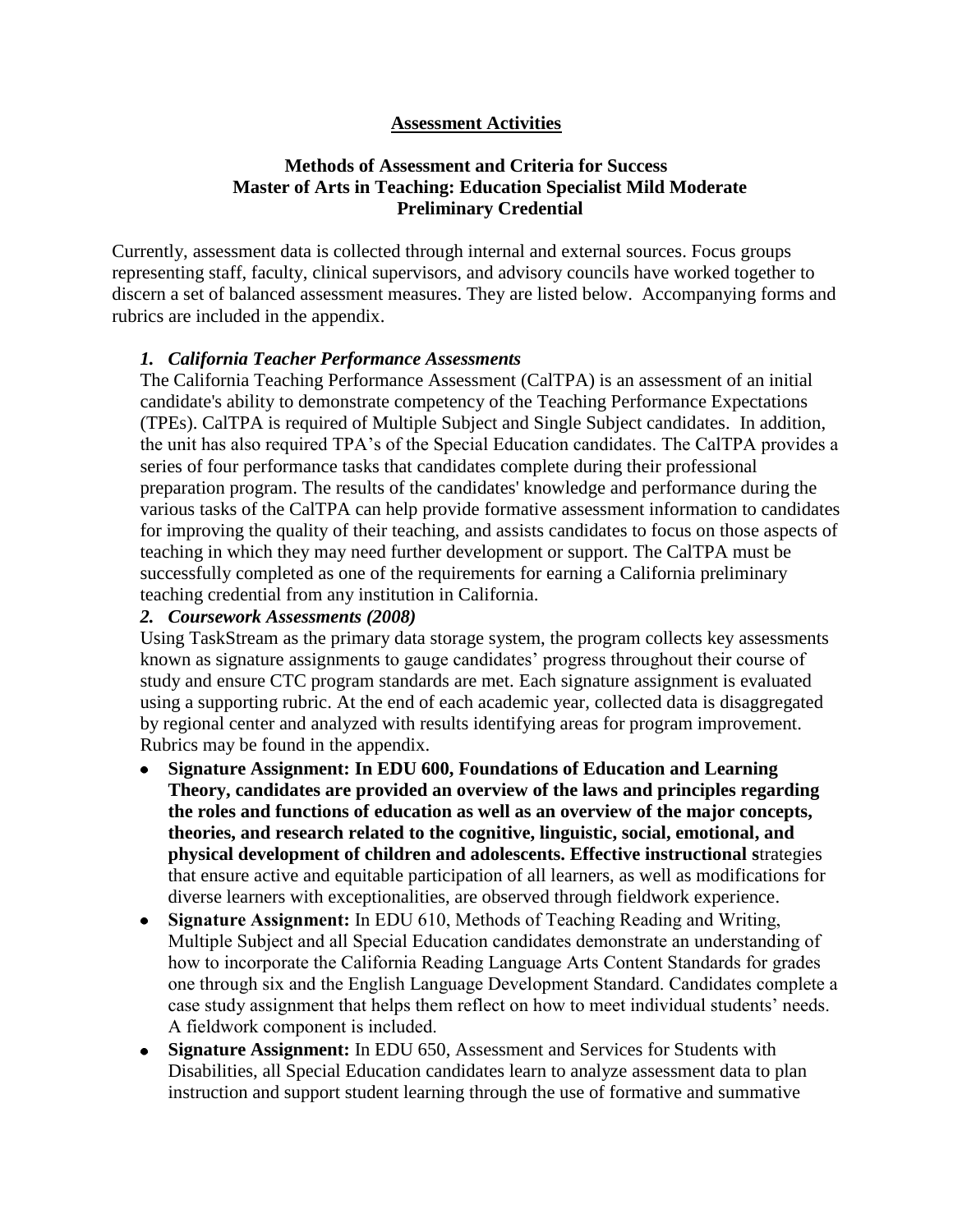**Assessment Activities**

**Methods of Assessment and Criteria for Success**
**Master of Arts in Teaching: Education Specialist Mild Moderate**
**Preliminary Credential**

Currently, assessment data is collected through internal and external sources. Focus groups representing staff, faculty, clinical supervisors, and advisory councils have worked together to discern a set of balanced assessment measures. They are listed below. Accompanying forms and rubrics are included in the appendix.

***1. California Teacher Performance Assessments***

The California Teaching Performance Assessment (CalTPA) is an assessment of an initial candidate's ability to demonstrate competency of the Teaching Performance Expectations (TPEs). CalTPA is required of Multiple Subject and Single Subject candidates. In addition, the unit has also required TPA's of the Special Education candidates. The CalTPA provides a series of four performance tasks that candidates complete during their professional preparation program. The results of the candidates' knowledge and performance during the various tasks of the CalTPA can help provide formative assessment information to candidates for improving the quality of their teaching, and assists candidates to focus on those aspects of teaching in which they may need further development or support. The CalTPA must be successfully completed as one of the requirements for earning a California preliminary teaching credential from any institution in California.

***2. Coursework Assessments (2008)***

Using TaskStream as the primary data storage system, the program collects key assessments known as signature assignments to gauge candidates' progress throughout their course of study and ensure CTC program standards are met. Each signature assignment is evaluated using a supporting rubric. At the end of each academic year, collected data is disaggregated by regional center and analyzed with results identifying areas for program improvement. Rubrics may be found in the appendix.

- **Signature Assignment: In EDU 600, Foundations of Education and Learning Theory, candidates are provided an overview of the laws and principles regarding the roles and functions of education as well as an overview of the major concepts, theories, and research related to the cognitive, linguistic, social, emotional, and physical development of children and adolescents. Effective instructional s**trategies that ensure active and equitable participation of all learners, as well as modifications for diverse learners with exceptionalities, are observed through fieldwork experience.
- **Signature Assignment:** In EDU 610, Methods of Teaching Reading and Writing, Multiple Subject and all Special Education candidates demonstrate an understanding of how to incorporate the California Reading Language Arts Content Standards for grades one through six and the English Language Development Standard. Candidates complete a case study assignment that helps them reflect on how to meet individual students' needs. A fieldwork component is included.
- **Signature Assignment:** In EDU 650, Assessment and Services for Students with Disabilities, all Special Education candidates learn to analyze assessment data to plan instruction and support student learning through the use of formative and summative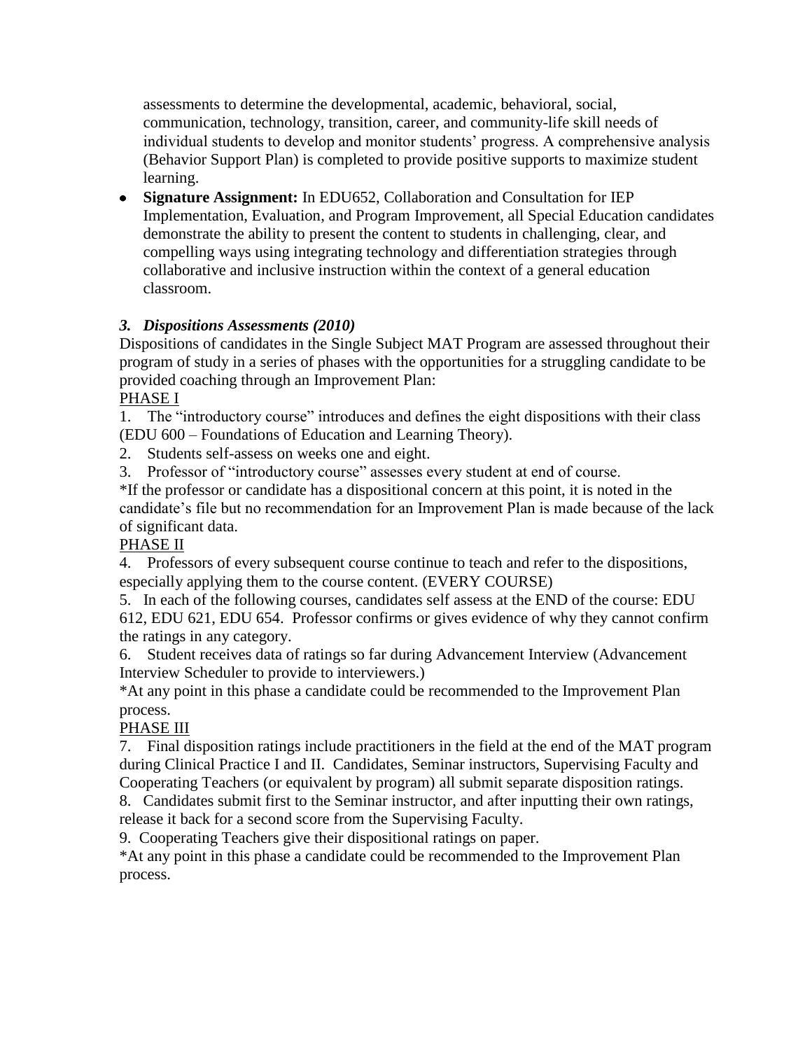assessments to determine the developmental, academic, behavioral, social, communication, technology, transition, career, and community-life skill needs of individual students to develop and monitor students' progress. A comprehensive analysis (Behavior Support Plan) is completed to provide positive supports to maximize student learning.

- **Signature Assignment:** In EDU652, Collaboration and Consultation for IEP Implementation, Evaluation, and Program Improvement, all Special Education candidates demonstrate the ability to present the content to students in challenging, clear, and compelling ways using integrating technology and differentiation strategies through collaborative and inclusive instruction within the context of a general education classroom.

### *3. Dispositions Assessments (2010)*

Dispositions of candidates in the Single Subject MAT Program are assessed throughout their program of study in a series of phases with the opportunities for a struggling candidate to be provided coaching through an Improvement Plan:

PHASE I

1. The "introductory course" introduces and defines the eight dispositions with their class (EDU 600 – Foundations of Education and Learning Theory).
2. Students self-assess on weeks one and eight.
3. Professor of "introductory course" assesses every student at end of course.

*If the professor or candidate has a dispositional concern at this point, it is noted in the candidate's file but no recommendation for an Improvement Plan is made because of the lack of significant data.

PHASE II

4. Professors of every subsequent course continue to teach and refer to the dispositions, especially applying them to the course content. (EVERY COURSE)
5. In each of the following courses, candidates self assess at the END of the course: EDU 612, EDU 621, EDU 654. Professor confirms or gives evidence of why they cannot confirm the ratings in any category.
6. Student receives data of ratings so far during Advancement Interview (Advancement Interview Scheduler to provide to interviewers.)

*At any point in this phase a candidate could be recommended to the Improvement Plan process.

PHASE III

7. Final disposition ratings include practitioners in the field at the end of the MAT program during Clinical Practice I and II. Candidates, Seminar instructors, Supervising Faculty and Cooperating Teachers (or equivalent by program) all submit separate disposition ratings.
8. Candidates submit first to the Seminar instructor, and after inputting their own ratings, release it back for a second score from the Supervising Faculty.
9. Cooperating Teachers give their dispositional ratings on paper.

*At any point in this phase a candidate could be recommended to the Improvement Plan process.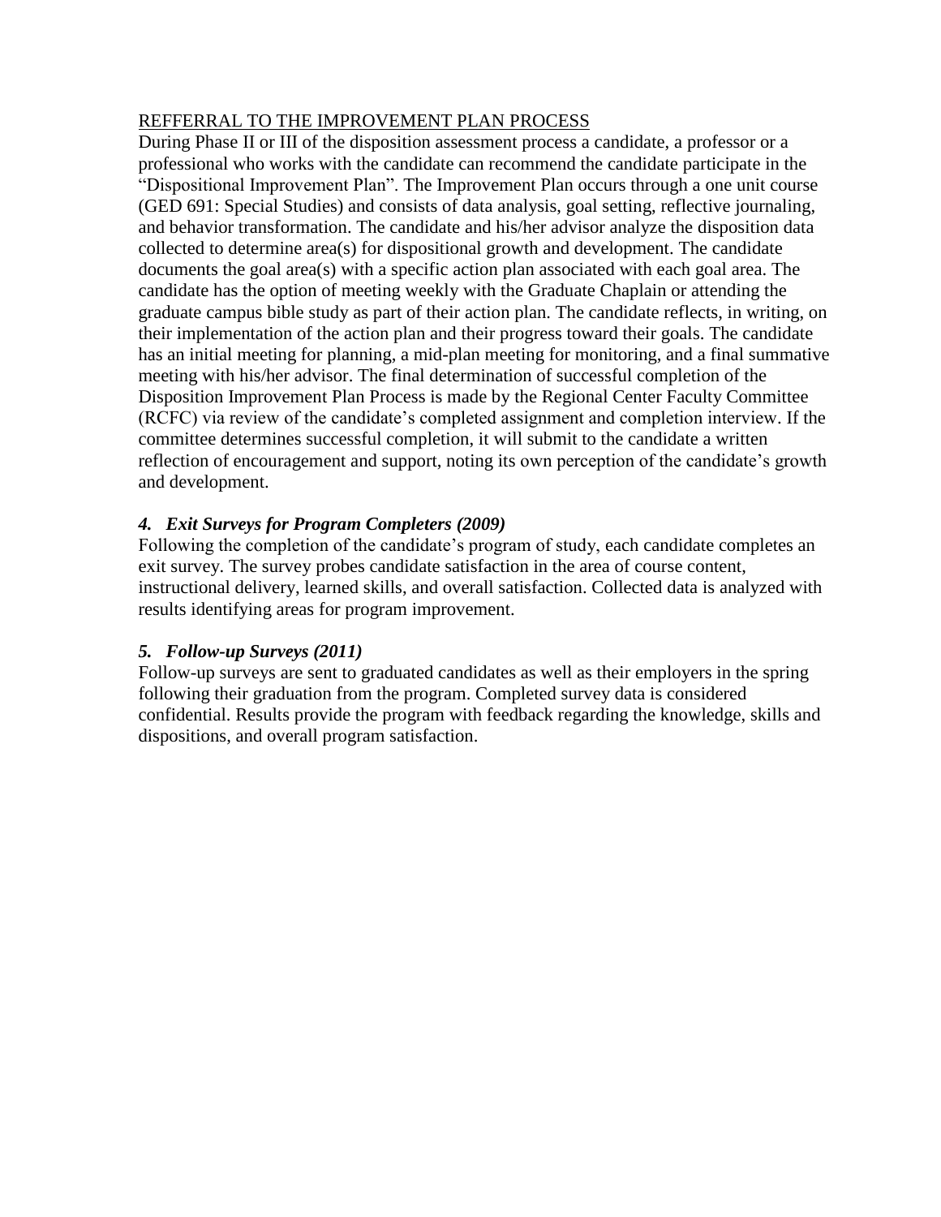<u>REFFERRAL TO THE IMPROVEMENT PLAN PROCESS</u>

During Phase II or III of the disposition assessment process a candidate, a professor or a professional who works with the candidate can recommend the candidate participate in the "Dispositional Improvement Plan". The Improvement Plan occurs through a one unit course (GED 691: Special Studies) and consists of data analysis, goal setting, reflective journaling, and behavior transformation. The candidate and his/her advisor analyze the disposition data collected to determine area(s) for dispositional growth and development. The candidate documents the goal area(s) with a specific action plan associated with each goal area. The candidate has the option of meeting weekly with the Graduate Chaplain or attending the graduate campus bible study as part of their action plan. The candidate reflects, in writing, on their implementation of the action plan and their progress toward their goals. The candidate has an initial meeting for planning, a mid-plan meeting for monitoring, and a final summative meeting with his/her advisor. The final determination of successful completion of the Disposition Improvement Plan Process is made by the Regional Center Faculty Committee (RCFC) via review of the candidate's completed assignment and completion interview. If the committee determines successful completion, it will submit to the candidate a written reflection of encouragement and support, noting its own perception of the candidate's growth and development.

### *4. Exit Surveys for Program Completers (2009)*

Following the completion of the candidate's program of study, each candidate completes an exit survey. The survey probes candidate satisfaction in the area of course content, instructional delivery, learned skills, and overall satisfaction. Collected data is analyzed with results identifying areas for program improvement.

### *5. Follow-up Surveys (2011)*

Follow-up surveys are sent to graduated candidates as well as their employers in the spring following their graduation from the program. Completed survey data is considered confidential. Results provide the program with feedback regarding the knowledge, skills and dispositions, and overall program satisfaction.